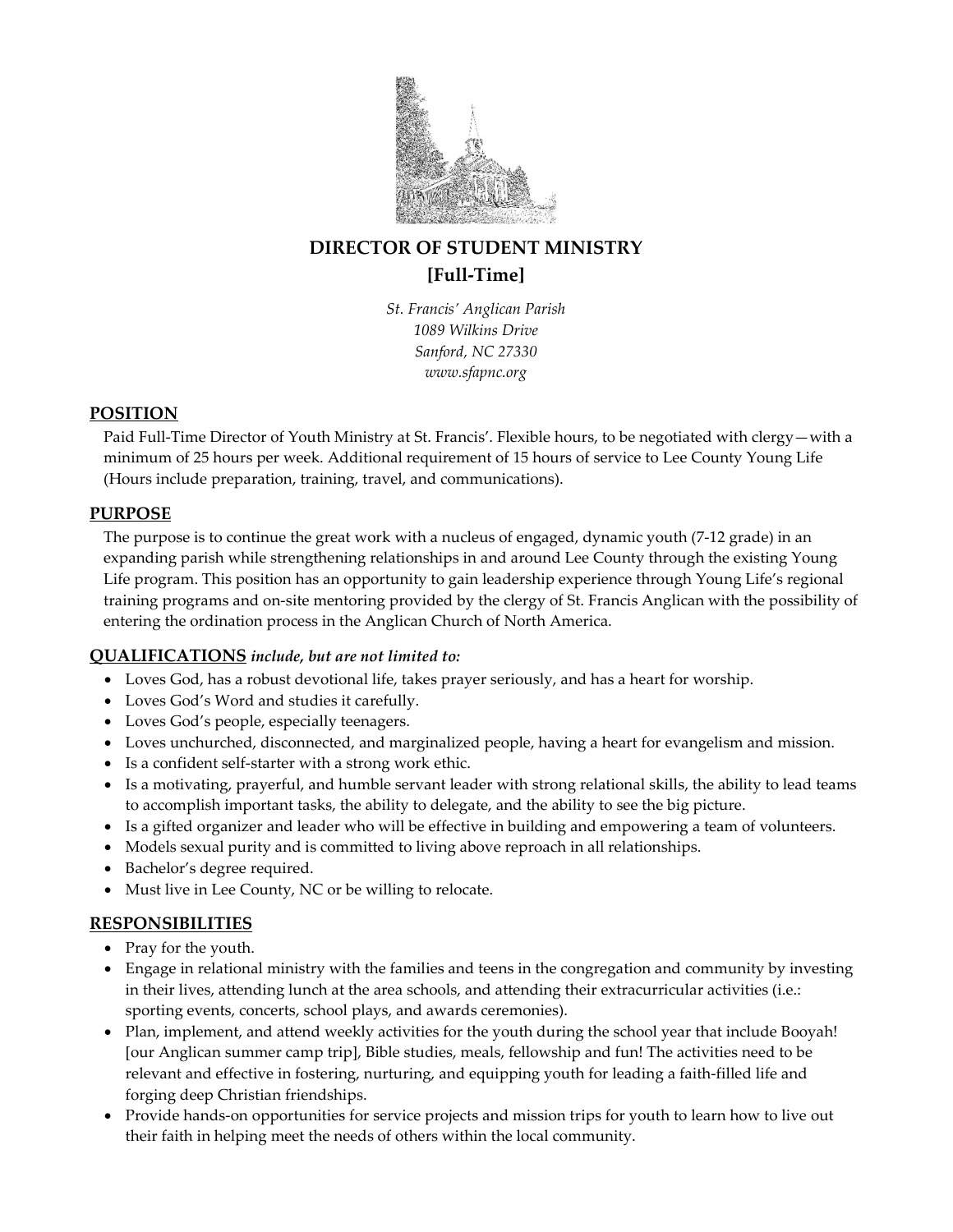# DIRECTOR OF STUDENT MINISTRY
## [Full-Time]

*St. Francis' Anglican Parish*
*1089 Wilkins Drive*
*Sanford, NC 27330*
*www.sfapnc.org*

## POSITION

Paid Full-Time Director of Youth Ministry at St. Francis'. Flexible hours, to be negotiated with clergy—with a minimum of 25 hours per week. Additional requirement of 15 hours of service to Lee County Young Life (Hours include preparation, training, travel, and communications).

## PURPOSE

The purpose is to continue the great work with a nucleus of engaged, dynamic youth (7-12 grade) in an expanding parish while strengthening relationships in and around Lee County through the existing Young Life program. This position has an opportunity to gain leadership experience through Young Life's regional training programs and on-site mentoring provided by the clergy of St. Francis Anglican with the possibility of entering the ordination process in the Anglican Church of North America.

## QUALIFICATIONS *include, but are not limited to:*

- Loves God, has a robust devotional life, takes prayer seriously, and has a heart for worship.
- Loves God's Word and studies it carefully.
- Loves God's people, especially teenagers.
- Loves unchurched, disconnected, and marginalized people, having a heart for evangelism and mission.
- Is a confident self-starter with a strong work ethic.
- Is a motivating, prayerful, and humble servant leader with strong relational skills, the ability to lead teams to accomplish important tasks, the ability to delegate, and the ability to see the big picture.
- Is a gifted organizer and leader who will be effective in building and empowering a team of volunteers.
- Models sexual purity and is committed to living above reproach in all relationships.
- Bachelor's degree required.
- Must live in Lee County, NC or be willing to relocate.

## RESPONSIBILITIES

- Pray for the youth.
- Engage in relational ministry with the families and teens in the congregation and community by investing in their lives, attending lunch at the area schools, and attending their extracurricular activities (i.e.: sporting events, concerts, school plays, and awards ceremonies).
- Plan, implement, and attend weekly activities for the youth during the school year that include Booyah! [our Anglican summer camp trip], Bible studies, meals, fellowship and fun! The activities need to be relevant and effective in fostering, nurturing, and equipping youth for leading a faith-filled life and forging deep Christian friendships.
- Provide hands-on opportunities for service projects and mission trips for youth to learn how to live out their faith in helping meet the needs of others within the local community.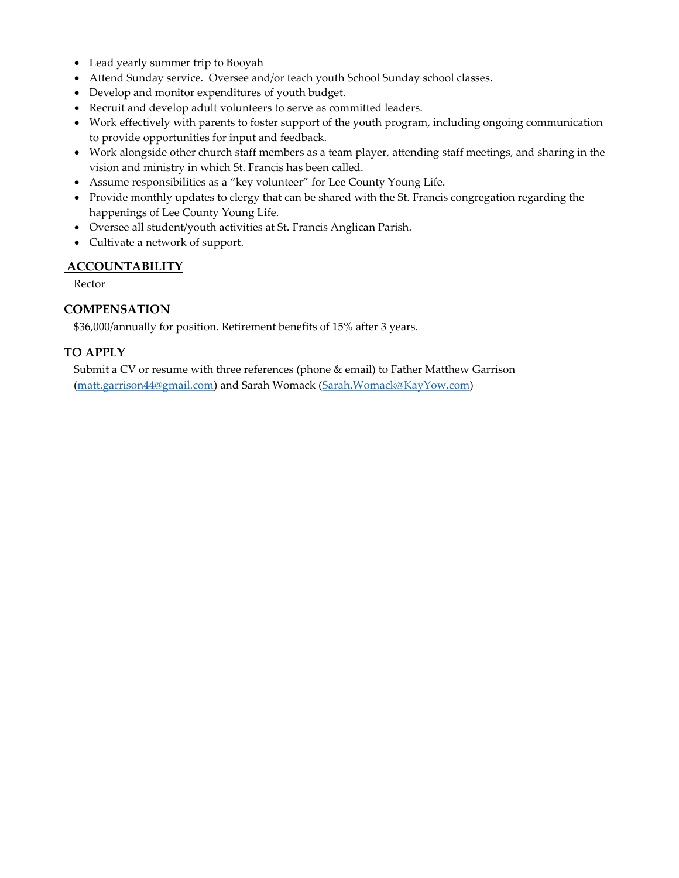- Lead yearly summer trip to Booyah
- Attend Sunday service.  Oversee and/or teach youth School Sunday school classes.
- Develop and monitor expenditures of youth budget.
- Recruit and develop adult volunteers to serve as committed leaders.
- Work effectively with parents to foster support of the youth program, including ongoing communication to provide opportunities for input and feedback.
- Work alongside other church staff members as a team player, attending staff meetings, and sharing in the vision and ministry in which St. Francis has been called.
- Assume responsibilities as a "key volunteer" for Lee County Young Life.
- Provide monthly updates to clergy that can be shared with the St. Francis congregation regarding the happenings of Lee County Young Life.
- Oversee all student/youth activities at St. Francis Anglican Parish.
- Cultivate a network of support.

## ACCOUNTABILITY

Rector

## COMPENSATION

$36,000/annually for position. Retirement benefits of 15% after 3 years.

## TO APPLY

Submit a CV or resume with three references (phone & email) to Father Matthew Garrison (matt.garrison44@gmail.com) and Sarah Womack (Sarah.Womack@KayYow.com)